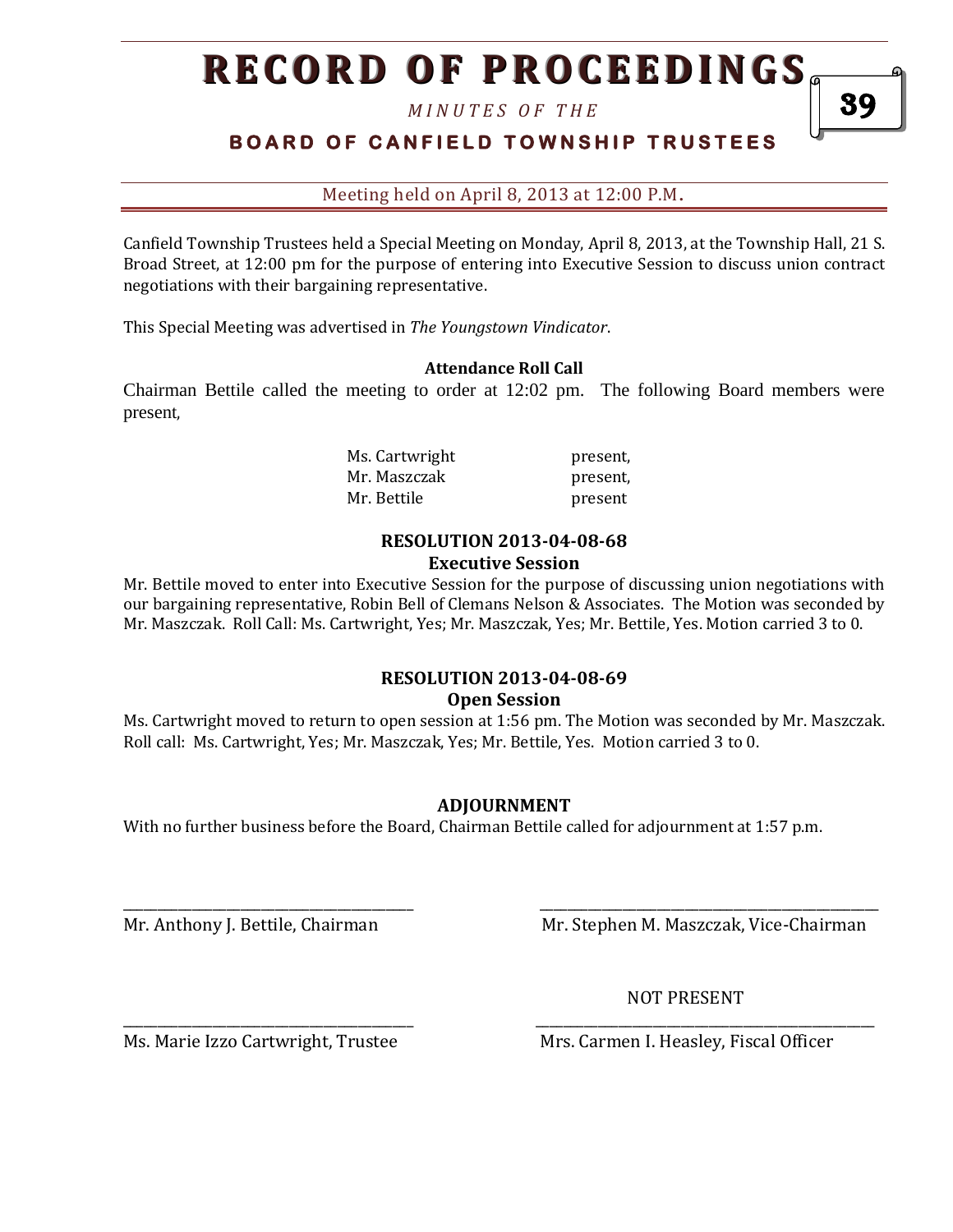# RECORD OF PROCEEDINGS

*MINUTES OF THE*

## BOARD OF CANFIELD TOWNSHIP TRUSTEES

Meeting held on April 8, 2013 at 12:00 P.M.

Canfield Township Trustees held a Special Meeting on Monday, April 8, 2013, at the Township Hall, 21 S. Broad Street, at 12:00 pm for the purpose of entering into Executive Session to discuss union contract negotiations with their bargaining representative.

This Special Meeting was advertised in *The Youngstown Vindicator*.

**Attendance Roll Call**

Chairman Bettile called the meeting to order at 12:02 pm. The following Board members were present,

| | |
|---|---|
| Ms. Cartwright | present, |
| Mr. Maszczak | present, |
| Mr. Bettile | present |

**RESOLUTION 2013-04-08-68**
**Executive Session**

Mr. Bettile moved to enter into Executive Session for the purpose of discussing union negotiations with our bargaining representative, Robin Bell of Clemans Nelson & Associates. The Motion was seconded by Mr. Maszczak. Roll Call: Ms. Cartwright, Yes; Mr. Maszczak, Yes; Mr. Bettile, Yes. Motion carried 3 to 0.

**RESOLUTION 2013-04-08-69**
**Open Session**

Ms. Cartwright moved to return to open session at 1:56 pm. The Motion was seconded by Mr. Maszczak. Roll call: Ms. Cartwright, Yes; Mr. Maszczak, Yes; Mr. Bettile, Yes. Motion carried 3 to 0.

**ADJOURNMENT**

With no further business before the Board, Chairman Bettile called for adjournment at 1:57 p.m.

_______________________________________
Mr. Anthony J. Bettile, Chairman

_______________________________________
Mr. Stephen M. Maszczak, Vice-Chairman

_______________________________________
Ms. Marie Izzo Cartwright, Trustee

NOT PRESENT
_______________________________________
Mrs. Carmen I. Heasley, Fiscal Officer